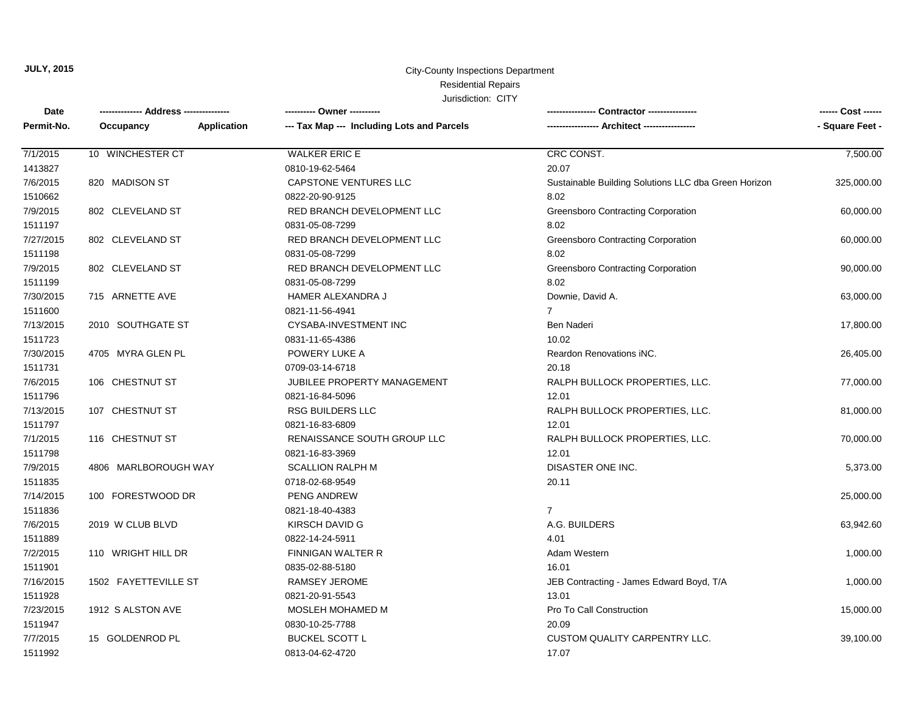**JULY, 2015**

City-County Inspections Department
Residential Repairs
Jurisdiction: CITY

| Date / Permit-No. | Address / Occupancy Application | Owner / Tax Map --- Including Lots and Parcels | Contractor / Architect | Cost / Square Feet |
|---|---|---|---|---|
| 7/1/2015<br>1413827 | 10 WINCHESTER CT | WALKER ERIC E<br>0810-19-62-5464 | CRC CONST.<br>20.07 | 7,500.00 |
| 7/6/2015<br>1510662 | 820 MADISON ST | CAPSTONE VENTURES LLC<br>0822-20-90-9125 | Sustainable Building Solutions LLC dba Green Horizon<br>8.02 | 325,000.00 |
| 7/9/2015<br>1511197 | 802 CLEVELAND ST | RED BRANCH DEVELOPMENT LLC<br>0831-05-08-7299 | Greensboro Contracting Corporation<br>8.02 | 60,000.00 |
| 7/27/2015<br>1511198 | 802 CLEVELAND ST | RED BRANCH DEVELOPMENT LLC<br>0831-05-08-7299 | Greensboro Contracting Corporation<br>8.02 | 60,000.00 |
| 7/9/2015<br>1511199 | 802 CLEVELAND ST | RED BRANCH DEVELOPMENT LLC<br>0831-05-08-7299 | Greensboro Contracting Corporation<br>8.02 | 90,000.00 |
| 7/30/2015<br>1511600 | 715 ARNETTE AVE | HAMER ALEXANDRA J<br>0821-11-56-4941 | Downie, David A.<br>7 | 63,000.00 |
| 7/13/2015<br>1511723 | 2010 SOUTHGATE ST | CYSABA-INVESTMENT INC<br>0831-11-65-4386 | Ben Naderi<br>10.02 | 17,800.00 |
| 7/30/2015<br>1511731 | 4705 MYRA GLEN PL | POWERY LUKE A<br>0709-03-14-6718 | Reardon Renovations iNC.<br>20.18 | 26,405.00 |
| 7/6/2015<br>1511796 | 106 CHESTNUT ST | JUBILEE PROPERTY MANAGEMENT<br>0821-16-84-5096 | RALPH BULLOCK PROPERTIES, LLC.<br>12.01 | 77,000.00 |
| 7/13/2015<br>1511797 | 107 CHESTNUT ST | RSG BUILDERS LLC<br>0821-16-83-6809 | RALPH BULLOCK PROPERTIES, LLC.<br>12.01 | 81,000.00 |
| 7/1/2015<br>1511798 | 116 CHESTNUT ST | RENAISSANCE SOUTH GROUP LLC<br>0821-16-83-3969 | RALPH BULLOCK PROPERTIES, LLC.<br>12.01 | 70,000.00 |
| 7/9/2015<br>1511835 | 4806 MARLBOROUGH WAY | SCALLION RALPH M<br>0718-02-68-9549 | DISASTER ONE INC.<br>20.11 | 5,373.00 |
| 7/14/2015<br>1511836 | 100 FORESTWOOD DR | PENG ANDREW<br>0821-18-40-4383 | <br>7 | 25,000.00 |
| 7/6/2015<br>1511889 | 2019 W CLUB BLVD | KIRSCH DAVID G<br>0822-14-24-5911 | A.G. BUILDERS<br>4.01 | 63,942.60 |
| 7/2/2015<br>1511901 | 110 WRIGHT HILL DR | FINNIGAN WALTER R<br>0835-02-88-5180 | Adam Western<br>16.01 | 1,000.00 |
| 7/16/2015<br>1511928 | 1502 FAYETTEVILLE ST | RAMSEY JEROME<br>0821-20-91-5543 | JEB Contracting - James Edward Boyd, T/A<br>13.01 | 1,000.00 |
| 7/23/2015<br>1511947 | 1912 S ALSTON AVE | MOSLEH MOHAMED M<br>0830-10-25-7788 | Pro To Call Construction<br>20.09 | 15,000.00 |
| 7/7/2015<br>1511992 | 15 GOLDENROD PL | BUCKEL SCOTT L<br>0813-04-62-4720 | CUSTOM QUALITY CARPENTRY LLC.<br>17.07 | 39,100.00 |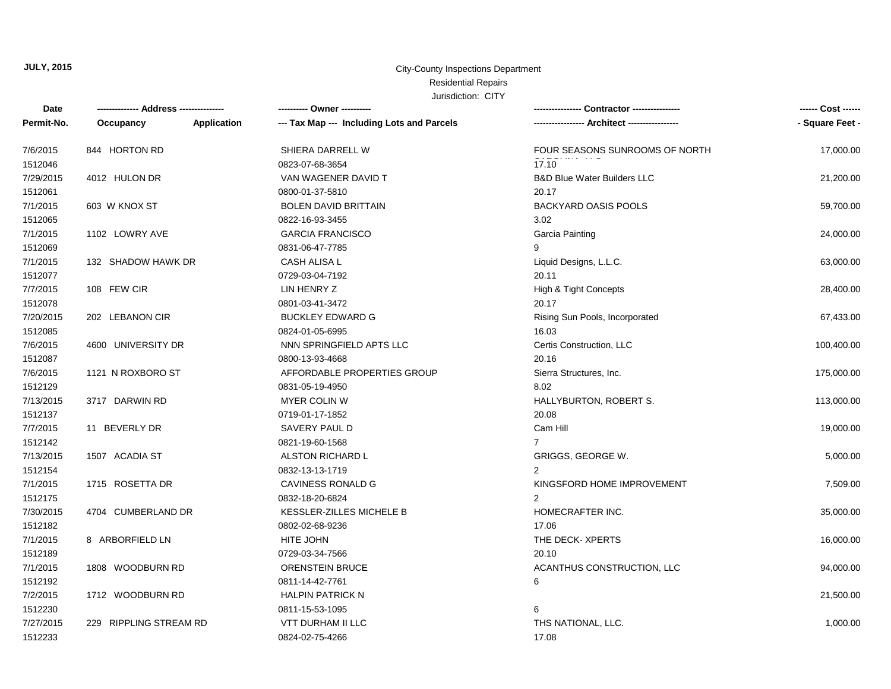**JULY, 2015**

City-County Inspections Department
Residential Repairs
Jurisdiction: CITY

| Date<br>Permit-No. | ------------- Address -------------<br>Occupancy | Application | ---------- Owner ----------<br>--- Tax Map --- Including Lots and Parcels | ---------------- Contractor ----------------<br>----------------- Architect ----------------- | ------ Cost ------<br>- Square Feet - |
|---|---|---|---|---|---|
| 7/6/2015<br>1512046 | 844 HORTON RD | | SHIERA DARRELL W<br>0823-07-68-3654 | FOUR SEASONS SUNROOMS OF NORTH CAROLINA LLC<br>17.10 | 17,000.00 |
| 7/29/2015<br>1512061 | 4012 HULON DR | | VAN WAGENER DAVID T<br>0800-01-37-5810 | B&D Blue Water Builders LLC<br>20.17 | 21,200.00 |
| 7/1/2015<br>1512065 | 603 W KNOX ST | | BOLEN DAVID BRITTAIN<br>0822-16-93-3455 | BACKYARD OASIS POOLS<br>3.02 | 59,700.00 |
| 7/1/2015<br>1512069 | 1102 LOWRY AVE | | GARCIA FRANCISCO<br>0831-06-47-7785 | Garcia Painting<br>9 | 24,000.00 |
| 7/1/2015<br>1512077 | 132 SHADOW HAWK DR | | CASH ALISA L<br>0729-03-04-7192 | Liquid Designs, L.L.C.<br>20.11 | 63,000.00 |
| 7/7/2015<br>1512078 | 108 FEW CIR | | LIN HENRY Z<br>0801-03-41-3472 | High & Tight Concepts<br>20.17 | 28,400.00 |
| 7/20/2015<br>1512085 | 202 LEBANON CIR | | BUCKLEY EDWARD G<br>0824-01-05-6995 | Rising Sun Pools, Incorporated<br>16.03 | 67,433.00 |
| 7/6/2015<br>1512087 | 4600 UNIVERSITY DR | | NNN SPRINGFIELD APTS LLC<br>0800-13-93-4668 | Certis Construction, LLC<br>20.16 | 100,400.00 |
| 7/6/2015<br>1512129 | 1121 N ROXBORO ST | | AFFORDABLE PROPERTIES GROUP<br>0831-05-19-4950 | Sierra Structures, Inc.<br>8.02 | 175,000.00 |
| 7/13/2015<br>1512137 | 3717 DARWIN RD | | MYER COLIN W<br>0719-01-17-1852 | HALLYBURTON, ROBERT S.<br>20.08 | 113,000.00 |
| 7/7/2015<br>1512142 | 11 BEVERLY DR | | SAVERY PAUL D<br>0821-19-60-1568 | Cam Hill<br>7 | 19,000.00 |
| 7/13/2015<br>1512154 | 1507 ACADIA ST | | ALSTON RICHARD L<br>0832-13-13-1719 | GRIGGS, GEORGE W.<br>2 | 5,000.00 |
| 7/1/2015<br>1512175 | 1715 ROSETTA DR | | CAVINESS RONALD G<br>0832-18-20-6824 | KINGSFORD HOME IMPROVEMENT<br>2 | 7,509.00 |
| 7/30/2015<br>1512182 | 4704 CUMBERLAND DR | | KESSLER-ZILLES MICHELE B<br>0802-02-68-9236 | HOMECRAFTER INC.<br>17.06 | 35,000.00 |
| 7/1/2015<br>1512189 | 8 ARBORFIELD LN | | HITE JOHN<br>0729-03-34-7566 | THE DECK- XPERTS<br>20.10 | 16,000.00 |
| 7/1/2015<br>1512192 | 1808 WOODBURN RD | | ORENSTEIN BRUCE<br>0811-14-42-7761 | ACANTHUS CONSTRUCTION, LLC<br>6 | 94,000.00 |
| 7/2/2015<br>1512230 | 1712 WOODBURN RD | | HALPIN PATRICK N<br>0811-15-53-1095 | <br>6 | 21,500.00 |
| 7/27/2015<br>1512233 | 229 RIPPLING STREAM RD | | VTT DURHAM II LLC<br>0824-02-75-4266 | THS NATIONAL, LLC.<br>17.08 | 1,000.00 |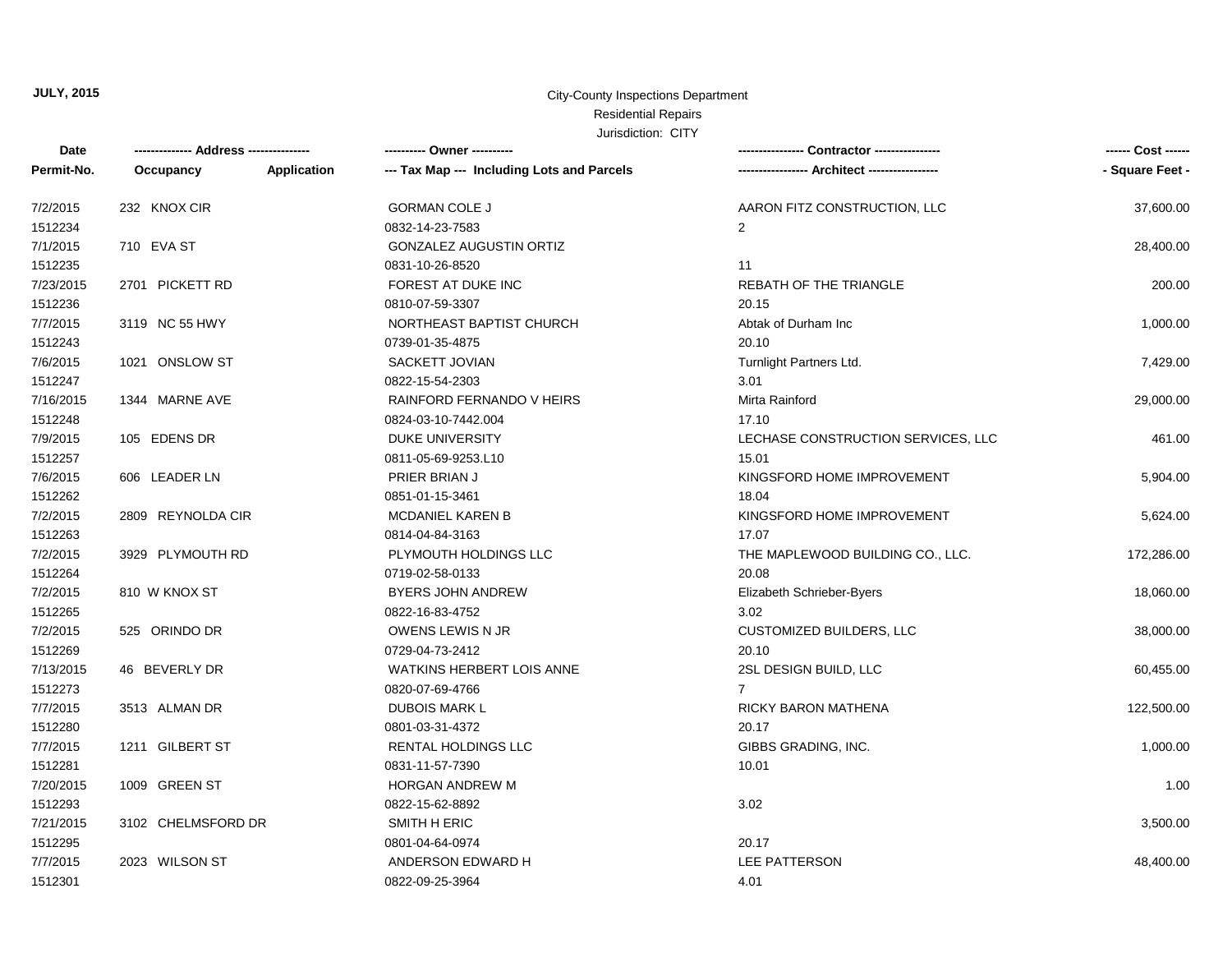**JULY, 2015**

City-County Inspections Department
Residential Repairs
Jurisdiction: CITY

| Date / Permit-No. | Address / Occupancy | Application | Owner / Tax Map --- Including Lots and Parcels | Contractor / Architect | Cost / Square Feet |
|---|---|---|---|---|---|
| 7/2/2015 | 232 KNOX CIR | | GORMAN COLE J | AARON FITZ CONSTRUCTION, LLC | 37,600.00 |
| 1512234 | | | 0832-14-23-7583 | 2 | |
| 7/1/2015 | 710 EVA ST | | GONZALEZ AUGUSTIN ORTIZ | | 28,400.00 |
| 1512235 | | | 0831-10-26-8520 | 11 | |
| 7/23/2015 | 2701 PICKETT RD | | FOREST AT DUKE INC | REBATH OF THE TRIANGLE | 200.00 |
| 1512236 | | | 0810-07-59-3307 | 20.15 | |
| 7/7/2015 | 3119 NC 55 HWY | | NORTHEAST BAPTIST CHURCH | Abtak of Durham Inc | 1,000.00 |
| 1512243 | | | 0739-01-35-4875 | 20.10 | |
| 7/6/2015 | 1021 ONSLOW ST | | SACKETT JOVIAN | Turnlight Partners Ltd. | 7,429.00 |
| 1512247 | | | 0822-15-54-2303 | 3.01 | |
| 7/16/2015 | 1344 MARNE AVE | | RAINFORD FERNANDO V HEIRS | Mirta Rainford | 29,000.00 |
| 1512248 | | | 0824-03-10-7442.004 | 17.10 | |
| 7/9/2015 | 105 EDENS DR | | DUKE UNIVERSITY | LECHASE CONSTRUCTION SERVICES, LLC | 461.00 |
| 1512257 | | | 0811-05-69-9253.L10 | 15.01 | |
| 7/6/2015 | 606 LEADER LN | | PRIER BRIAN J | KINGSFORD HOME IMPROVEMENT | 5,904.00 |
| 1512262 | | | 0851-01-15-3461 | 18.04 | |
| 7/2/2015 | 2809 REYNOLDA CIR | | MCDANIEL KAREN B | KINGSFORD HOME IMPROVEMENT | 5,624.00 |
| 1512263 | | | 0814-04-84-3163 | 17.07 | |
| 7/2/2015 | 3929 PLYMOUTH RD | | PLYMOUTH HOLDINGS LLC | THE MAPLEWOOD BUILDING CO., LLC. | 172,286.00 |
| 1512264 | | | 0719-02-58-0133 | 20.08 | |
| 7/2/2015 | 810 W KNOX ST | | BYERS JOHN ANDREW | Elizabeth Schrieber-Byers | 18,060.00 |
| 1512265 | | | 0822-16-83-4752 | 3.02 | |
| 7/2/2015 | 525 ORINDO DR | | OWENS LEWIS N JR | CUSTOMIZED BUILDERS, LLC | 38,000.00 |
| 1512269 | | | 0729-04-73-2412 | 20.10 | |
| 7/13/2015 | 46 BEVERLY DR | | WATKINS HERBERT LOIS ANNE | 2SL DESIGN BUILD, LLC | 60,455.00 |
| 1512273 | | | 0820-07-69-4766 | 7 | |
| 7/7/2015 | 3513 ALMAN DR | | DUBOIS MARK L | RICKY BARON MATHENA | 122,500.00 |
| 1512280 | | | 0801-03-31-4372 | 20.17 | |
| 7/7/2015 | 1211 GILBERT ST | | RENTAL HOLDINGS LLC | GIBBS GRADING, INC. | 1,000.00 |
| 1512281 | | | 0831-11-57-7390 | 10.01 | |
| 7/20/2015 | 1009 GREEN ST | | HORGAN ANDREW M | | 1.00 |
| 1512293 | | | 0822-15-62-8892 | 3.02 | |
| 7/21/2015 | 3102 CHELMSFORD DR | | SMITH H ERIC | | 3,500.00 |
| 1512295 | | | 0801-04-64-0974 | 20.17 | |
| 7/7/2015 | 2023 WILSON ST | | ANDERSON EDWARD H | LEE PATTERSON | 48,400.00 |
| 1512301 | | | 0822-09-25-3964 | 4.01 | |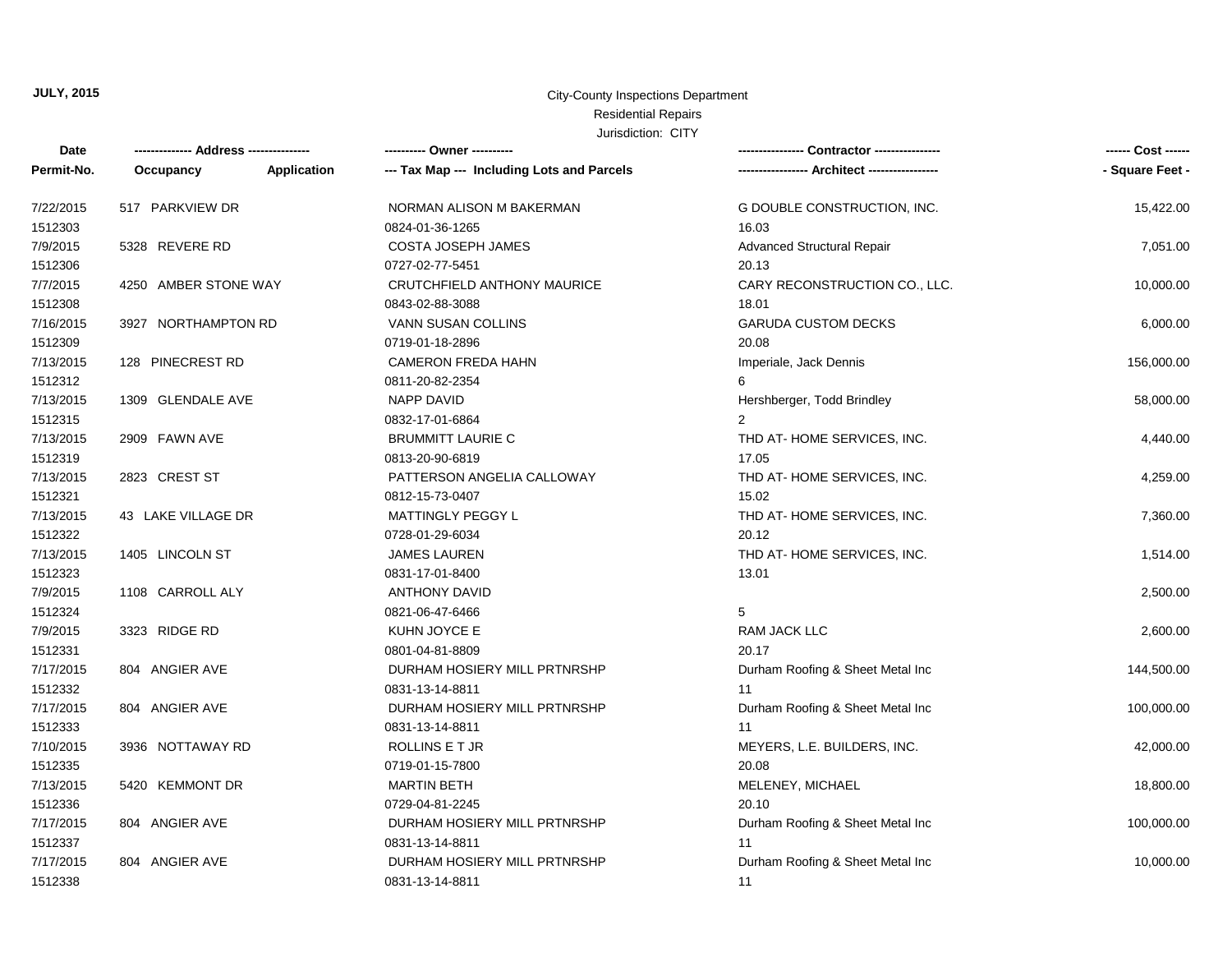**JULY, 2015**

City-County Inspections Department
Residential Repairs
Jurisdiction: CITY

| Date<br>Permit-No. | ------------- Address --------------<br>Occupancy Application | ---------- Owner ----------<br>--- Tax Map --- Including Lots and Parcels | ---------------- Contractor ----------------<br>----------------- Architect ----------------- | ------ Cost ------<br>- Square Feet - |
|---|---|---|---|---|
| 7/22/2015<br>1512303 | 517 PARKVIEW DR | NORMAN ALISON M BAKERMAN<br>0824-01-36-1265 | G DOUBLE CONSTRUCTION, INC.<br>16.03 | 15,422.00 |
| 7/9/2015<br>1512306 | 5328 REVERE RD | COSTA JOSEPH JAMES<br>0727-02-77-5451 | Advanced Structural Repair<br>20.13 | 7,051.00 |
| 7/7/2015<br>1512308 | 4250 AMBER STONE WAY | CRUTCHFIELD ANTHONY MAURICE<br>0843-02-88-3088 | CARY RECONSTRUCTION CO., LLC.<br>18.01 | 10,000.00 |
| 7/16/2015<br>1512309 | 3927 NORTHAMPTON RD | VANN SUSAN COLLINS<br>0719-01-18-2896 | GARUDA CUSTOM DECKS<br>20.08 | 6,000.00 |
| 7/13/2015<br>1512312 | 128 PINECREST RD | CAMERON FREDA HAHN<br>0811-20-82-2354 | Imperiale, Jack Dennis<br>6 | 156,000.00 |
| 7/13/2015<br>1512315 | 1309 GLENDALE AVE | NAPP DAVID<br>0832-17-01-6864 | Hershberger, Todd Brindley<br>2 | 58,000.00 |
| 7/13/2015<br>1512319 | 2909 FAWN AVE | BRUMMITT LAURIE C<br>0813-20-90-6819 | THD AT- HOME SERVICES, INC.<br>17.05 | 4,440.00 |
| 7/13/2015<br>1512321 | 2823 CREST ST | PATTERSON ANGELIA CALLOWAY<br>0812-15-73-0407 | THD AT- HOME SERVICES, INC.<br>15.02 | 4,259.00 |
| 7/13/2015<br>1512322 | 43 LAKE VILLAGE DR | MATTINGLY PEGGY L<br>0728-01-29-6034 | THD AT- HOME SERVICES, INC.<br>20.12 | 7,360.00 |
| 7/13/2015<br>1512323 | 1405 LINCOLN ST | JAMES LAUREN<br>0831-17-01-8400 | THD AT- HOME SERVICES, INC.<br>13.01 | 1,514.00 |
| 7/9/2015<br>1512324 | 1108 CARROLL ALY | ANTHONY DAVID<br>0821-06-47-6466 | <br>5 | 2,500.00 |
| 7/9/2015<br>1512331 | 3323 RIDGE RD | KUHN JOYCE E<br>0801-04-81-8809 | RAM JACK LLC<br>20.17 | 2,600.00 |
| 7/17/2015<br>1512332 | 804 ANGIER AVE | DURHAM HOSIERY MILL PRTNRSHP<br>0831-13-14-8811 | Durham Roofing & Sheet Metal Inc<br>11 | 144,500.00 |
| 7/17/2015<br>1512333 | 804 ANGIER AVE | DURHAM HOSIERY MILL PRTNRSHP<br>0831-13-14-8811 | Durham Roofing & Sheet Metal Inc<br>11 | 100,000.00 |
| 7/10/2015<br>1512335 | 3936 NOTTAWAY RD | ROLLINS E T JR<br>0719-01-15-7800 | MEYERS, L.E. BUILDERS, INC.<br>20.08 | 42,000.00 |
| 7/13/2015<br>1512336 | 5420 KEMMONT DR | MARTIN BETH<br>0729-04-81-2245 | MELENEY, MICHAEL<br>20.10 | 18,800.00 |
| 7/17/2015<br>1512337 | 804 ANGIER AVE | DURHAM HOSIERY MILL PRTNRSHP<br>0831-13-14-8811 | Durham Roofing & Sheet Metal Inc<br>11 | 100,000.00 |
| 7/17/2015<br>1512338 | 804 ANGIER AVE | DURHAM HOSIERY MILL PRTNRSHP<br>0831-13-14-8811 | Durham Roofing & Sheet Metal Inc<br>11 | 10,000.00 |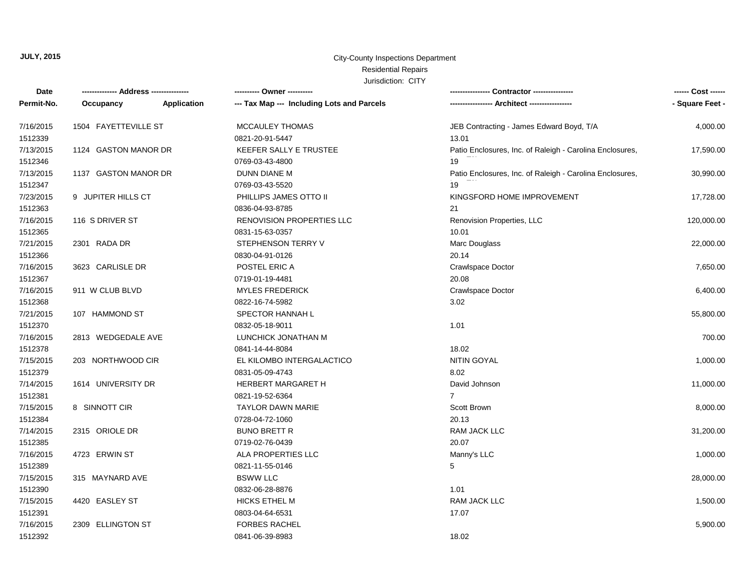**JULY, 2015**

City-County Inspections Department
Residential Repairs
Jurisdiction: CITY

| Date<br>Permit-No. | ------------- Address --------------<br>Occupancy Application | ---------- Owner ----------<br>--- Tax Map --- Including Lots and Parcels | ---------------- Contractor ----------------<br>----------------- Architect ----------------- | ------ Cost ------<br>- Square Feet - |
|---|---|---|---|---|
| 7/16/2015<br>1512339 | 1504 FAYETTEVILLE ST | MCCAULEY THOMAS<br>0821-20-91-5447 | JEB Contracting - James Edward Boyd, T/A<br>13.01 | 4,000.00 |
| 7/13/2015<br>1512346 | 1124 GASTON MANOR DR | KEEFER SALLY E TRUSTEE<br>0769-03-43-4800 | Patio Enclosures, Inc. of Raleigh - Carolina Enclosures,<br>19 | 17,590.00 |
| 7/13/2015<br>1512347 | 1137 GASTON MANOR DR | DUNN DIANE M<br>0769-03-43-5520 | Patio Enclosures, Inc. of Raleigh - Carolina Enclosures,<br>19 | 30,990.00 |
| 7/23/2015<br>1512363 | 9 JUPITER HILLS CT | PHILLIPS JAMES OTTO II<br>0836-04-93-8785 | KINGSFORD HOME IMPROVEMENT<br>21 | 17,728.00 |
| 7/16/2015<br>1512365 | 116 S DRIVER ST | RENOVISION PROPERTIES LLC<br>0831-15-63-0357 | Renovision Properties, LLC<br>10.01 | 120,000.00 |
| 7/21/2015<br>1512366 | 2301 RADA DR | STEPHENSON TERRY V<br>0830-04-91-0126 | Marc Douglass<br>20.14 | 22,000.00 |
| 7/16/2015<br>1512367 | 3623 CARLISLE DR | POSTEL ERIC A<br>0719-01-19-4481 | Crawlspace Doctor<br>20.08 | 7,650.00 |
| 7/16/2015<br>1512368 | 911 W CLUB BLVD | MYLES FREDERICK<br>0822-16-74-5982 | Crawlspace Doctor<br>3.02 | 6,400.00 |
| 7/21/2015<br>1512370 | 107 HAMMOND ST | SPECTOR HANNAH L<br>0832-05-18-9011 | <br>1.01 | 55,800.00 |
| 7/16/2015<br>1512378 | 2813 WEDGEDALE AVE | LUNCHICK JONATHAN M<br>0841-14-44-8084 | <br>18.02 | 700.00 |
| 7/15/2015<br>1512379 | 203 NORTHWOOD CIR | EL KILOMBO INTERGALACTICO<br>0831-05-09-4743 | NITIN GOYAL<br>8.02 | 1,000.00 |
| 7/14/2015<br>1512381 | 1614 UNIVERSITY DR | HERBERT MARGARET H<br>0821-19-52-6364 | David Johnson<br>7 | 11,000.00 |
| 7/15/2015<br>1512384 | 8 SINNOTT CIR | TAYLOR DAWN MARIE<br>0728-04-72-1060 | Scott Brown<br>20.13 | 8,000.00 |
| 7/14/2015<br>1512385 | 2315 ORIOLE DR | BUNO BRETT R<br>0719-02-76-0439 | RAM JACK LLC<br>20.07 | 31,200.00 |
| 7/16/2015<br>1512389 | 4723 ERWIN ST | ALA PROPERTIES LLC<br>0821-11-55-0146 | Manny's LLC<br>5 | 1,000.00 |
| 7/15/2015<br>1512390 | 315 MAYNARD AVE | BSWW LLC<br>0832-06-28-8876 | <br>1.01 | 28,000.00 |
| 7/15/2015<br>1512391 | 4420 EASLEY ST | HICKS ETHEL M<br>0803-04-64-6531 | RAM JACK LLC<br>17.07 | 1,500.00 |
| 7/16/2015<br>1512392 | 2309 ELLINGTON ST | FORBES RACHEL<br>0841-06-39-8983 | <br>18.02 | 5,900.00 |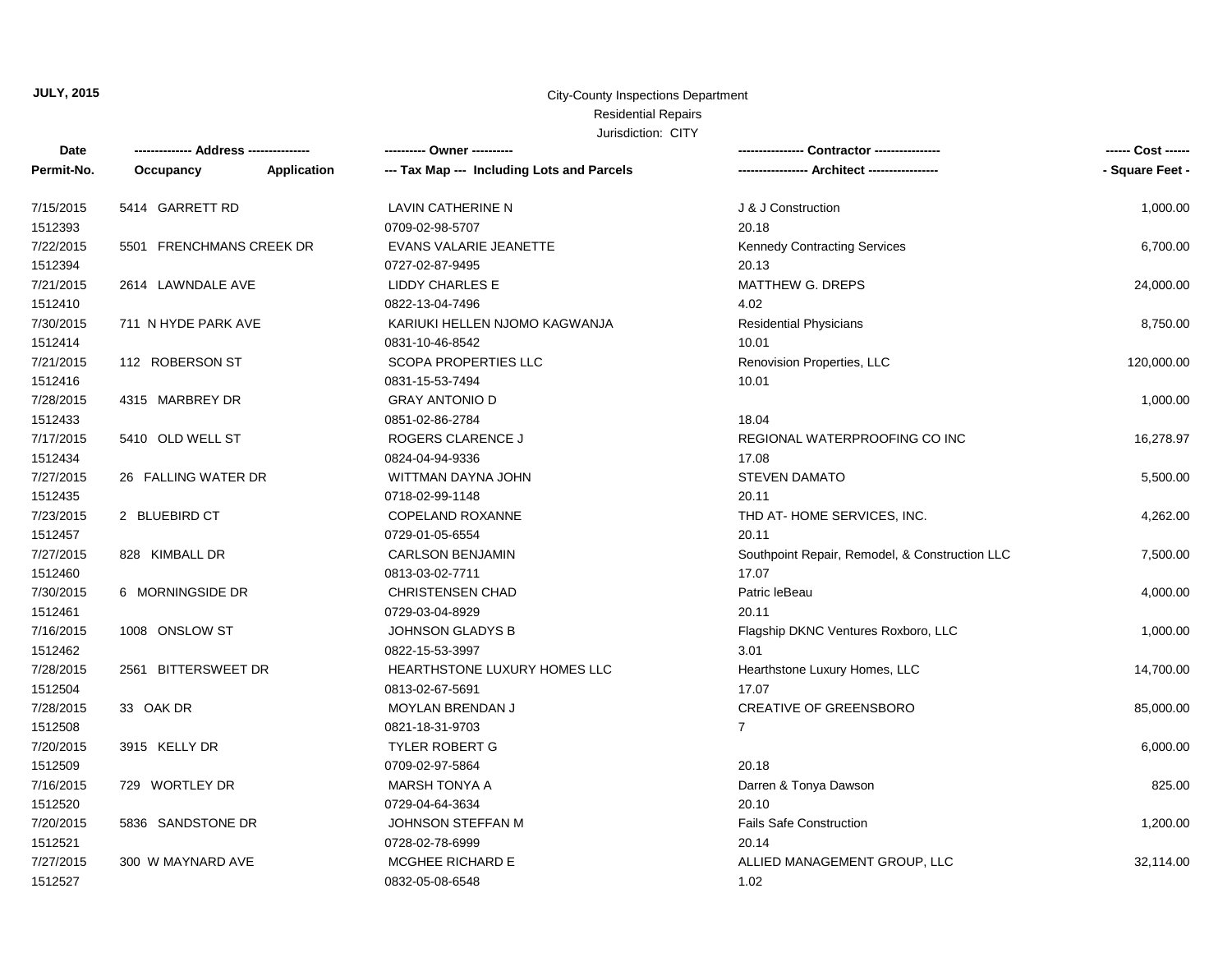**JULY, 2015**

City-County Inspections Department

Residential Repairs

Jurisdiction: CITY

| Date<br>Permit-No. | ------------- Address --------------<br>Occupancy Application | ---------- Owner ----------<br>--- Tax Map --- Including Lots and Parcels | ---------------- Contractor ----------------<br>----------------- Architect ----------------- | ------ Cost ------<br>- Square Feet - |
|---|---|---|---|---|
| 7/15/2015<br>1512393 | 5414 GARRETT RD | LAVIN CATHERINE N<br>0709-02-98-5707 | J & J Construction<br>20.18 | 1,000.00 |
| 7/22/2015<br>1512394 | 5501 FRENCHMANS CREEK DR | EVANS VALARIE JEANETTE<br>0727-02-87-9495 | Kennedy Contracting Services<br>20.13 | 6,700.00 |
| 7/21/2015<br>1512410 | 2614 LAWNDALE AVE | LIDDY CHARLES E<br>0822-13-04-7496 | MATTHEW G. DREPS<br>4.02 | 24,000.00 |
| 7/30/2015<br>1512414 | 711 N HYDE PARK AVE | KARIUKI HELLEN NJOMO KAGWANJA<br>0831-10-46-8542 | Residential Physicians<br>10.01 | 8,750.00 |
| 7/21/2015<br>1512416 | 112 ROBERSON ST | SCOPA PROPERTIES LLC<br>0831-15-53-7494 | Renovision Properties, LLC<br>10.01 | 120,000.00 |
| 7/28/2015<br>1512433 | 4315 MARBREY DR | GRAY ANTONIO D<br>0851-02-86-2784 | <br>18.04 | 1,000.00 |
| 7/17/2015<br>1512434 | 5410 OLD WELL ST | ROGERS CLARENCE J<br>0824-04-94-9336 | REGIONAL WATERPROOFING CO INC<br>17.08 | 16,278.97 |
| 7/27/2015<br>1512435 | 26 FALLING WATER DR | WITTMAN DAYNA JOHN<br>0718-02-99-1148 | STEVEN DAMATO<br>20.11 | 5,500.00 |
| 7/23/2015<br>1512457 | 2 BLUEBIRD CT | COPELAND ROXANNE<br>0729-01-05-6554 | THD AT- HOME SERVICES, INC.<br>20.11 | 4,262.00 |
| 7/27/2015<br>1512460 | 828 KIMBALL DR | CARLSON BENJAMIN<br>0813-03-02-7711 | Southpoint Repair, Remodel, & Construction LLC<br>17.07 | 7,500.00 |
| 7/30/2015<br>1512461 | 6 MORNINGSIDE DR | CHRISTENSEN CHAD<br>0729-03-04-8929 | Patric leBeau<br>20.11 | 4,000.00 |
| 7/16/2015<br>1512462 | 1008 ONSLOW ST | JOHNSON GLADYS B<br>0822-15-53-3997 | Flagship DKNC Ventures Roxboro, LLC<br>3.01 | 1,000.00 |
| 7/28/2015<br>1512504 | 2561 BITTERSWEET DR | HEARTHSTONE LUXURY HOMES LLC<br>0813-02-67-5691 | Hearthstone Luxury Homes, LLC<br>17.07 | 14,700.00 |
| 7/28/2015<br>1512508 | 33 OAK DR | MOYLAN BRENDAN J<br>0821-18-31-9703 | CREATIVE OF GREENSBORO<br>7 | 85,000.00 |
| 7/20/2015<br>1512509 | 3915 KELLY DR | TYLER ROBERT G<br>0709-02-97-5864 | <br>20.18 | 6,000.00 |
| 7/16/2015<br>1512520 | 729 WORTLEY DR | MARSH TONYA A<br>0729-04-64-3634 | Darren & Tonya Dawson<br>20.10 | 825.00 |
| 7/20/2015<br>1512521 | 5836 SANDSTONE DR | JOHNSON STEFFAN M<br>0728-02-78-6999 | Fails Safe Construction<br>20.14 | 1,200.00 |
| 7/27/2015<br>1512527 | 300 W MAYNARD AVE | MCGHEE RICHARD E<br>0832-05-08-6548 | ALLIED MANAGEMENT GROUP, LLC<br>1.02 | 32,114.00 |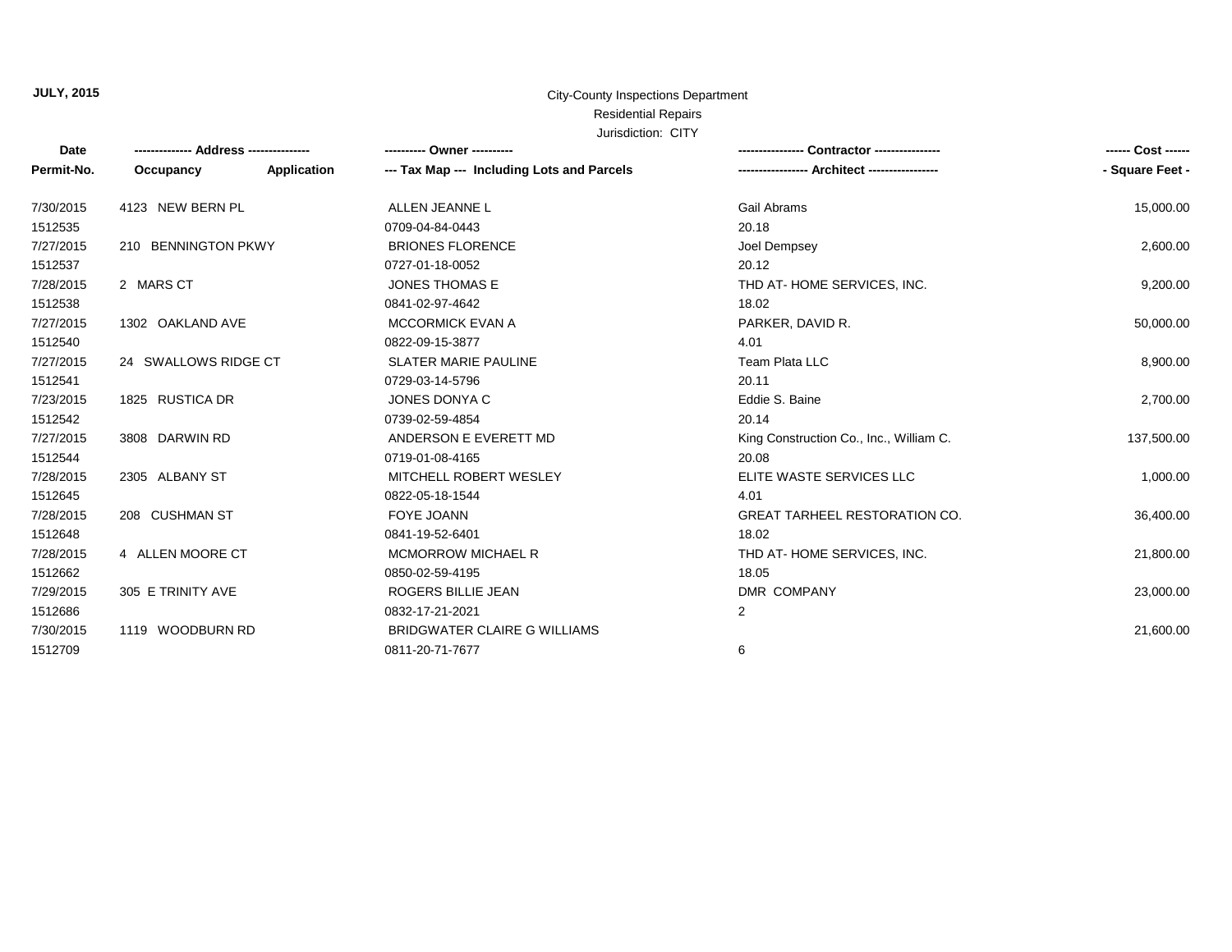**JULY, 2015**

City-County Inspections Department

Residential Repairs

Jurisdiction: CITY

| Date<br>Permit-No. | ------------- Address --------------<br>Occupancy Application | ---------- Owner ----------<br>--- Tax Map --- Including Lots and Parcels | ---------------- Contractor ----------------<br>----------------- Architect ----------------- | ------ Cost ------<br>- Square Feet - |
|---|---|---|---|---|
| 7/30/2015<br>1512535 | 4123 NEW BERN PL | ALLEN JEANNE L<br>0709-04-84-0443 | Gail Abrams<br>20.18 | 15,000.00 |
| 7/27/2015<br>1512537 | 210 BENNINGTON PKWY | BRIONES FLORENCE<br>0727-01-18-0052 | Joel Dempsey<br>20.12 | 2,600.00 |
| 7/28/2015<br>1512538 | 2 MARS CT | JONES THOMAS E<br>0841-02-97-4642 | THD AT- HOME SERVICES, INC.<br>18.02 | 9,200.00 |
| 7/27/2015<br>1512540 | 1302 OAKLAND AVE | MCCORMICK EVAN A<br>0822-09-15-3877 | PARKER, DAVID R.<br>4.01 | 50,000.00 |
| 7/27/2015<br>1512541 | 24 SWALLOWS RIDGE CT | SLATER MARIE PAULINE<br>0729-03-14-5796 | Team Plata LLC<br>20.11 | 8,900.00 |
| 7/23/2015<br>1512542 | 1825 RUSTICA DR | JONES DONYA C<br>0739-02-59-4854 | Eddie S. Baine<br>20.14 | 2,700.00 |
| 7/27/2015<br>1512544 | 3808 DARWIN RD | ANDERSON E EVERETT MD<br>0719-01-08-4165 | King Construction Co., Inc., William C.<br>20.08 | 137,500.00 |
| 7/28/2015<br>1512645 | 2305 ALBANY ST | MITCHELL ROBERT WESLEY<br>0822-05-18-1544 | ELITE WASTE SERVICES LLC<br>4.01 | 1,000.00 |
| 7/28/2015<br>1512648 | 208 CUSHMAN ST | FOYE JOANN<br>0841-19-52-6401 | GREAT TARHEEL RESTORATION CO.<br>18.02 | 36,400.00 |
| 7/28/2015<br>1512662 | 4 ALLEN MOORE CT | MCMORROW MICHAEL R<br>0850-02-59-4195 | THD AT- HOME SERVICES, INC.<br>18.05 | 21,800.00 |
| 7/29/2015<br>1512686 | 305 E TRINITY AVE | ROGERS BILLIE JEAN<br>0832-17-21-2021 | DMR COMPANY<br>2 | 23,000.00 |
| 7/30/2015<br>1512709 | 1119 WOODBURN RD | BRIDGWATER CLAIRE G WILLIAMS<br>0811-20-71-7677 | <br>6 | 21,600.00 |